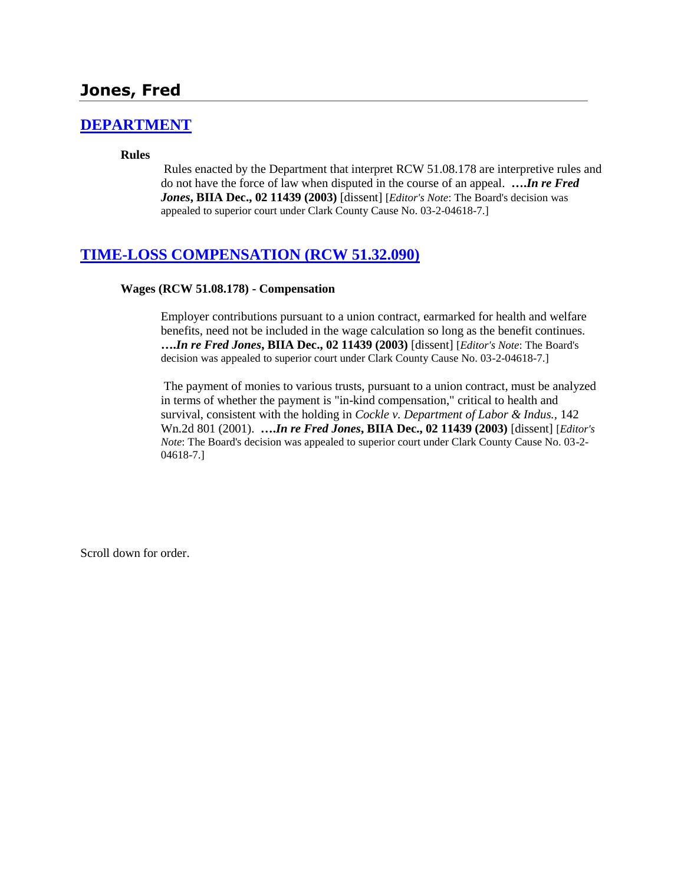# Jones, Fred

## [DEPARTMENT]

### Rules

Rules enacted by the Department that interpret RCW 51.08.178 are interpretive rules and do not have the force of law when disputed in the course of an appeal. ***….In re Fred Jones*, BIIA Dec., 02 11439 (2003)** [dissent] [*Editor's Note*: The Board's decision was appealed to superior court under Clark County Cause No. 03-2-04618-7.]

## [TIME-LOSS COMPENSATION (RCW 51.32.090)]

### Wages (RCW 51.08.178) - Compensation

Employer contributions pursuant to a union contract, earmarked for health and welfare benefits, need not be included in the wage calculation so long as the benefit continues. ***….In re Fred Jones*, BIIA Dec., 02 11439 (2003)** [dissent] [*Editor's Note*: The Board's decision was appealed to superior court under Clark County Cause No. 03-2-04618-7.]

The payment of monies to various trusts, pursuant to a union contract, must be analyzed in terms of whether the payment is "in-kind compensation," critical to health and survival, consistent with the holding in *Cockle v. Department of Labor & Indus.,* 142 Wn.2d 801 (2001). ***….In re Fred Jones*, BIIA Dec., 02 11439 (2003)** [dissent] [*Editor's Note*: The Board's decision was appealed to superior court under Clark County Cause No. 03-2-04618-7.]

Scroll down for order.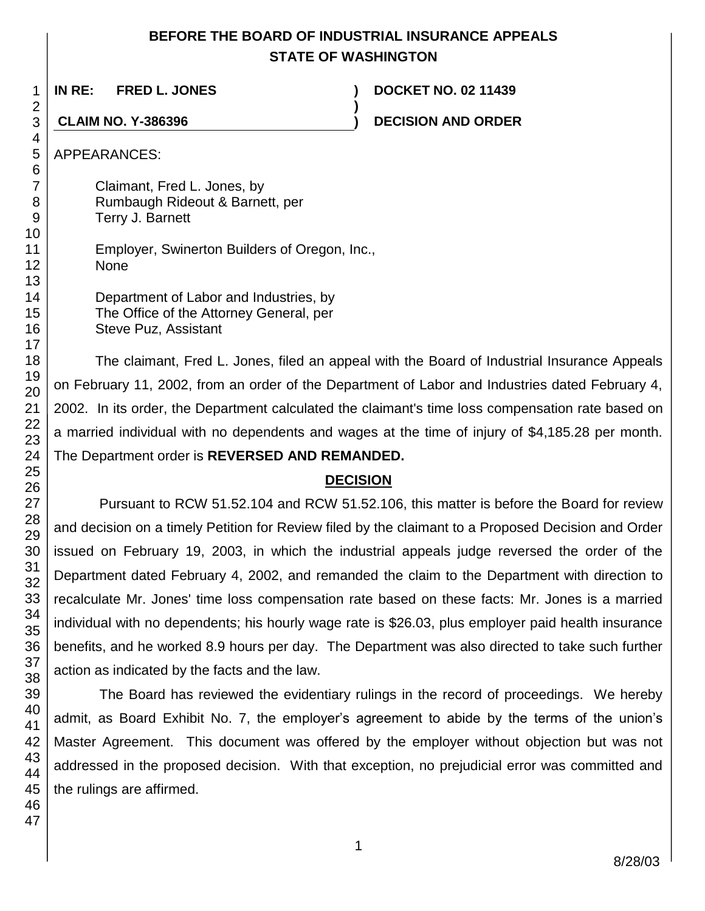**BEFORE THE BOARD OF INDUSTRIAL INSURANCE APPEALS**
**STATE OF WASHINGTON**

| | | |
|---|---|---|
| **IN RE: FRED L. JONES** | **)** | **DOCKET NO. 02 11439** |
| | **)** | |
| **CLAIM NO. Y-386396** | **)** | **DECISION AND ORDER** |

APPEARANCES:

Claimant, Fred L. Jones, by
Rumbaugh Rideout & Barnett, per
Terry J. Barnett

Employer, Swinerton Builders of Oregon, Inc.,
None

Department of Labor and Industries, by
The Office of the Attorney General, per
Steve Puz, Assistant

The claimant, Fred L. Jones, filed an appeal with the Board of Industrial Insurance Appeals on February 11, 2002, from an order of the Department of Labor and Industries dated February 4, 2002. In its order, the Department calculated the claimant's time loss compensation rate based on a married individual with no dependents and wages at the time of injury of $4,185.28 per month. The Department order is **REVERSED AND REMANDED.**

## DECISION

Pursuant to RCW 51.52.104 and RCW 51.52.106, this matter is before the Board for review and decision on a timely Petition for Review filed by the claimant to a Proposed Decision and Order issued on February 19, 2003, in which the industrial appeals judge reversed the order of the Department dated February 4, 2002, and remanded the claim to the Department with direction to recalculate Mr. Jones' time loss compensation rate based on these facts: Mr. Jones is a married individual with no dependents; his hourly wage rate is $26.03, plus employer paid health insurance benefits, and he worked 8.9 hours per day. The Department was also directed to take such further action as indicated by the facts and the law.

The Board has reviewed the evidentiary rulings in the record of proceedings. We hereby admit, as Board Exhibit No. 7, the employer's agreement to abide by the terms of the union's Master Agreement. This document was offered by the employer without objection but was not addressed in the proposed decision. With that exception, no prejudicial error was committed and the rulings are affirmed.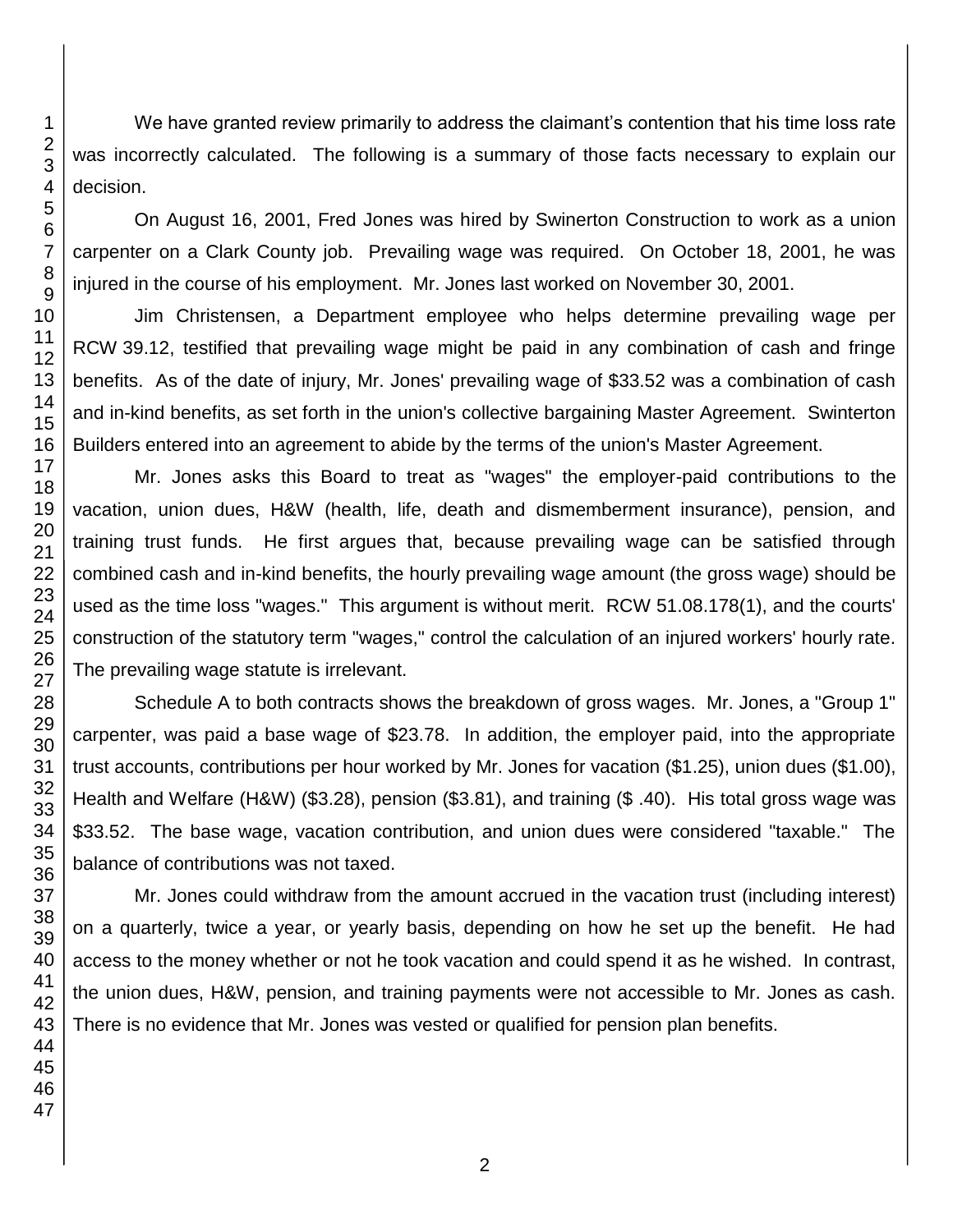We have granted review primarily to address the claimant's contention that his time loss rate was incorrectly calculated. The following is a summary of those facts necessary to explain our decision.

On August 16, 2001, Fred Jones was hired by Swinerton Construction to work as a union carpenter on a Clark County job. Prevailing wage was required. On October 18, 2001, he was injured in the course of his employment. Mr. Jones last worked on November 30, 2001.

Jim Christensen, a Department employee who helps determine prevailing wage per RCW 39.12, testified that prevailing wage might be paid in any combination of cash and fringe benefits. As of the date of injury, Mr. Jones' prevailing wage of $33.52 was a combination of cash and in-kind benefits, as set forth in the union's collective bargaining Master Agreement. Swinterton Builders entered into an agreement to abide by the terms of the union's Master Agreement.

Mr. Jones asks this Board to treat as "wages" the employer-paid contributions to the vacation, union dues, H&W (health, life, death and dismemberment insurance), pension, and training trust funds. He first argues that, because prevailing wage can be satisfied through combined cash and in-kind benefits, the hourly prevailing wage amount (the gross wage) should be used as the time loss "wages." This argument is without merit. RCW 51.08.178(1), and the courts' construction of the statutory term "wages," control the calculation of an injured workers' hourly rate. The prevailing wage statute is irrelevant.

Schedule A to both contracts shows the breakdown of gross wages. Mr. Jones, a "Group 1" carpenter, was paid a base wage of $23.78. In addition, the employer paid, into the appropriate trust accounts, contributions per hour worked by Mr. Jones for vacation ($1.25), union dues ($1.00), Health and Welfare (H&W) ($3.28), pension ($3.81), and training ($ .40). His total gross wage was $33.52. The base wage, vacation contribution, and union dues were considered "taxable." The balance of contributions was not taxed.

Mr. Jones could withdraw from the amount accrued in the vacation trust (including interest) on a quarterly, twice a year, or yearly basis, depending on how he set up the benefit. He had access to the money whether or not he took vacation and could spend it as he wished. In contrast, the union dues, H&W, pension, and training payments were not accessible to Mr. Jones as cash. There is no evidence that Mr. Jones was vested or qualified for pension plan benefits.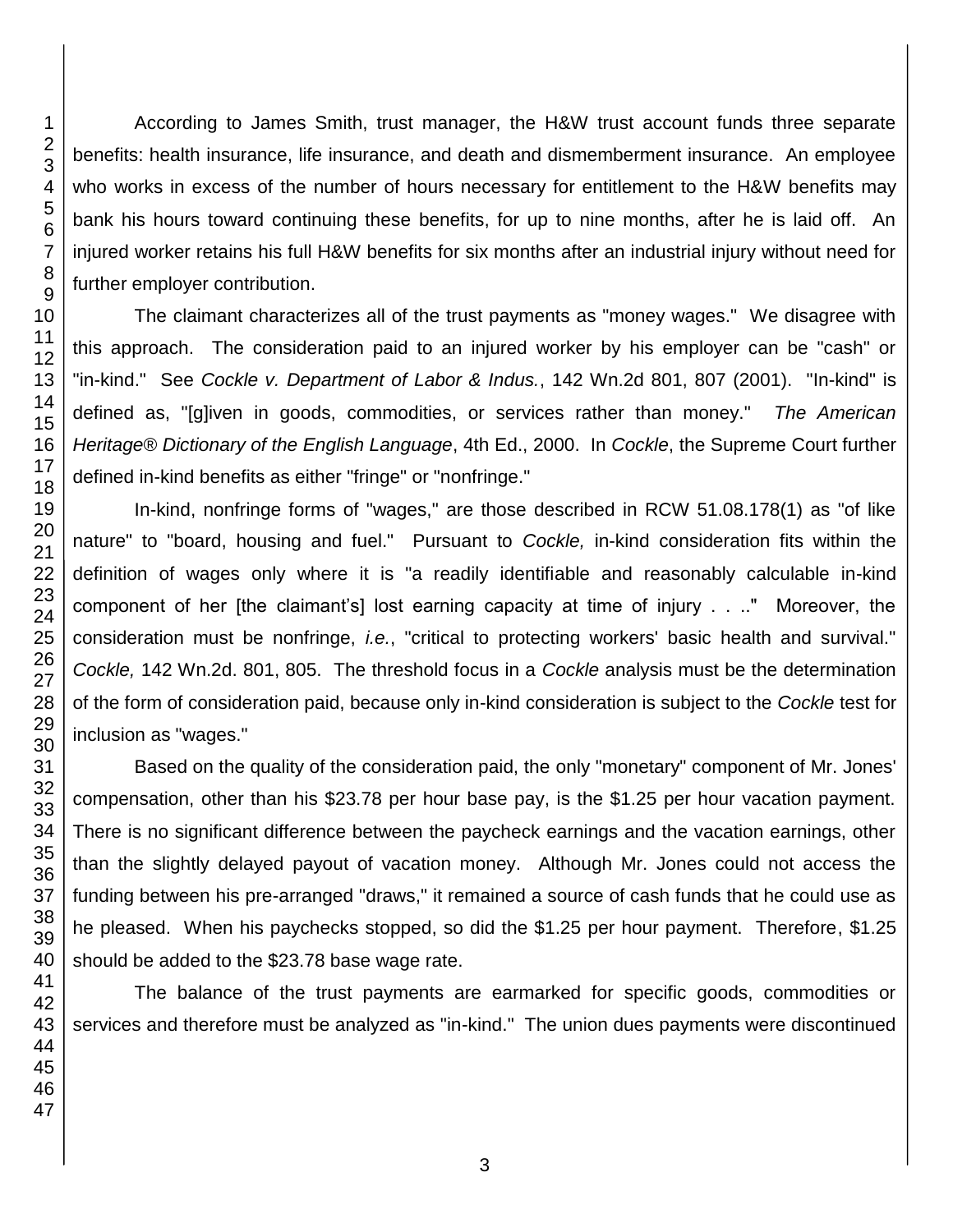According to James Smith, trust manager, the H&W trust account funds three separate benefits: health insurance, life insurance, and death and dismemberment insurance. An employee who works in excess of the number of hours necessary for entitlement to the H&W benefits may bank his hours toward continuing these benefits, for up to nine months, after he is laid off. An injured worker retains his full H&W benefits for six months after an industrial injury without need for further employer contribution.

The claimant characterizes all of the trust payments as "money wages." We disagree with this approach. The consideration paid to an injured worker by his employer can be "cash" or "in-kind." See *Cockle v. Department of Labor & Indus.*, 142 Wn.2d 801, 807 (2001). "In-kind" is defined as, "[g]iven in goods, commodities, or services rather than money." *The American Heritage® Dictionary of the English Language*, 4th Ed., 2000. In *Cockle*, the Supreme Court further defined in-kind benefits as either "fringe" or "nonfringe."

In-kind, nonfringe forms of "wages," are those described in RCW 51.08.178(1) as "of like nature" to "board, housing and fuel." Pursuant to *Cockle,* in-kind consideration fits within the definition of wages only where it is "a readily identifiable and reasonably calculable in-kind component of her [the claimant's] lost earning capacity at time of injury . . .." Moreover, the consideration must be nonfringe, *i.e.*, "critical to protecting workers' basic health and survival." *Cockle,* 142 Wn.2d. 801, 805. The threshold focus in a *Cockle* analysis must be the determination of the form of consideration paid, because only in-kind consideration is subject to the *Cockle* test for inclusion as "wages."

Based on the quality of the consideration paid, the only "monetary" component of Mr. Jones' compensation, other than his $23.78 per hour base pay, is the $1.25 per hour vacation payment. There is no significant difference between the paycheck earnings and the vacation earnings, other than the slightly delayed payout of vacation money. Although Mr. Jones could not access the funding between his pre-arranged "draws," it remained a source of cash funds that he could use as he pleased. When his paychecks stopped, so did the $1.25 per hour payment. Therefore, $1.25 should be added to the $23.78 base wage rate.

The balance of the trust payments are earmarked for specific goods, commodities or services and therefore must be analyzed as "in-kind." The union dues payments were discontinued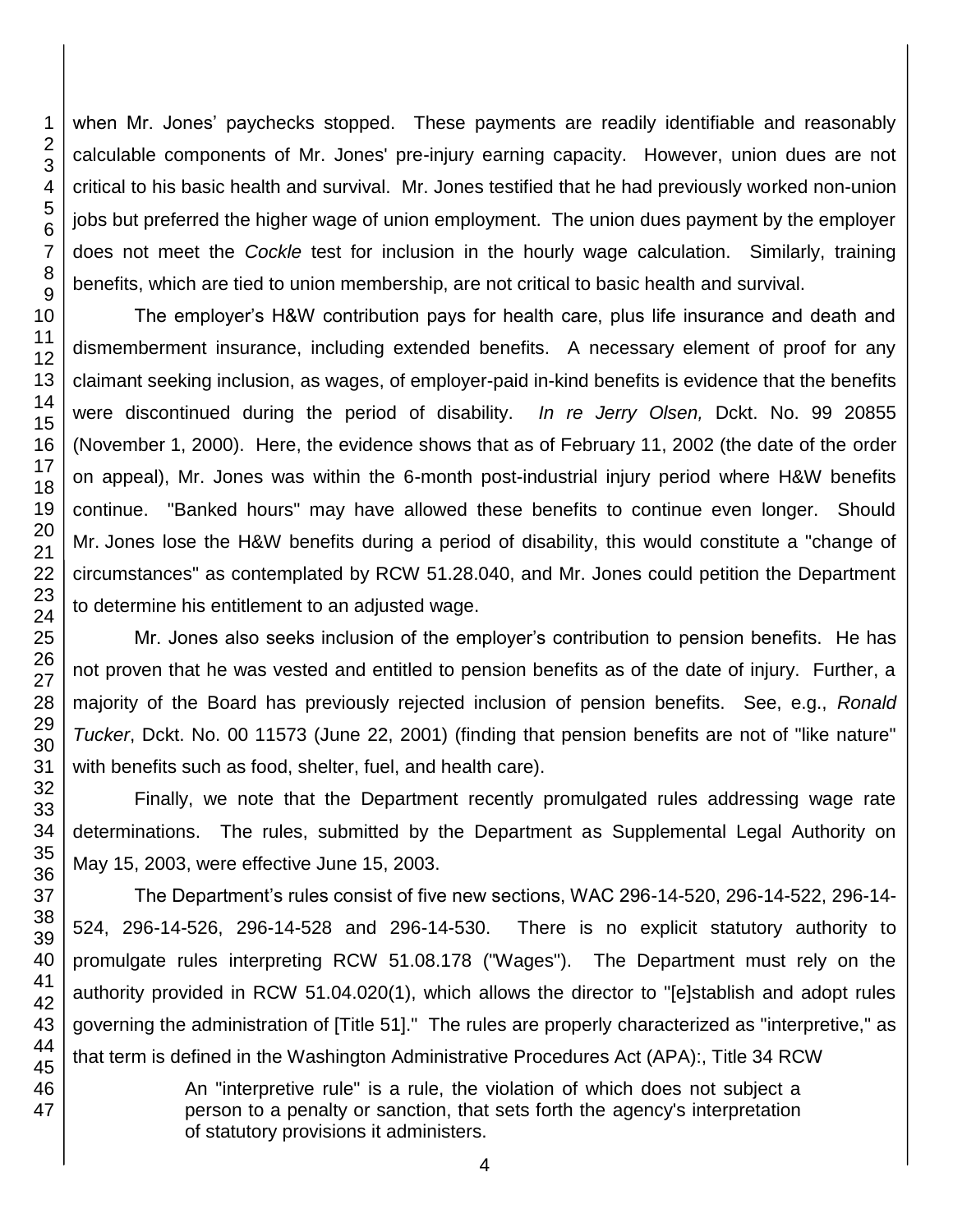when Mr. Jones' paychecks stopped. These payments are readily identifiable and reasonably calculable components of Mr. Jones' pre-injury earning capacity. However, union dues are not critical to his basic health and survival. Mr. Jones testified that he had previously worked non-union jobs but preferred the higher wage of union employment. The union dues payment by the employer does not meet the *Cockle* test for inclusion in the hourly wage calculation. Similarly, training benefits, which are tied to union membership, are not critical to basic health and survival.

The employer's H&W contribution pays for health care, plus life insurance and death and dismemberment insurance, including extended benefits. A necessary element of proof for any claimant seeking inclusion, as wages, of employer-paid in-kind benefits is evidence that the benefits were discontinued during the period of disability. *In re Jerry Olsen,* Dckt. No. 99 20855 (November 1, 2000). Here, the evidence shows that as of February 11, 2002 (the date of the order on appeal), Mr. Jones was within the 6-month post-industrial injury period where H&W benefits continue. "Banked hours" may have allowed these benefits to continue even longer. Should Mr. Jones lose the H&W benefits during a period of disability, this would constitute a "change of circumstances" as contemplated by RCW 51.28.040, and Mr. Jones could petition the Department to determine his entitlement to an adjusted wage.

Mr. Jones also seeks inclusion of the employer's contribution to pension benefits. He has not proven that he was vested and entitled to pension benefits as of the date of injury. Further, a majority of the Board has previously rejected inclusion of pension benefits. See, e.g., *Ronald Tucker*, Dckt. No. 00 11573 (June 22, 2001) (finding that pension benefits are not of "like nature" with benefits such as food, shelter, fuel, and health care).

Finally, we note that the Department recently promulgated rules addressing wage rate determinations. The rules, submitted by the Department as Supplemental Legal Authority on May 15, 2003, were effective June 15, 2003.

The Department's rules consist of five new sections, WAC 296-14-520, 296-14-522, 296-14-524, 296-14-526, 296-14-528 and 296-14-530. There is no explicit statutory authority to promulgate rules interpreting RCW 51.08.178 ("Wages"). The Department must rely on the authority provided in RCW 51.04.020(1), which allows the director to "[e]stablish and adopt rules governing the administration of [Title 51]." The rules are properly characterized as "interpretive," as that term is defined in the Washington Administrative Procedures Act (APA):, Title 34 RCW

> An "interpretive rule" is a rule, the violation of which does not subject a person to a penalty or sanction, that sets forth the agency's interpretation of statutory provisions it administers.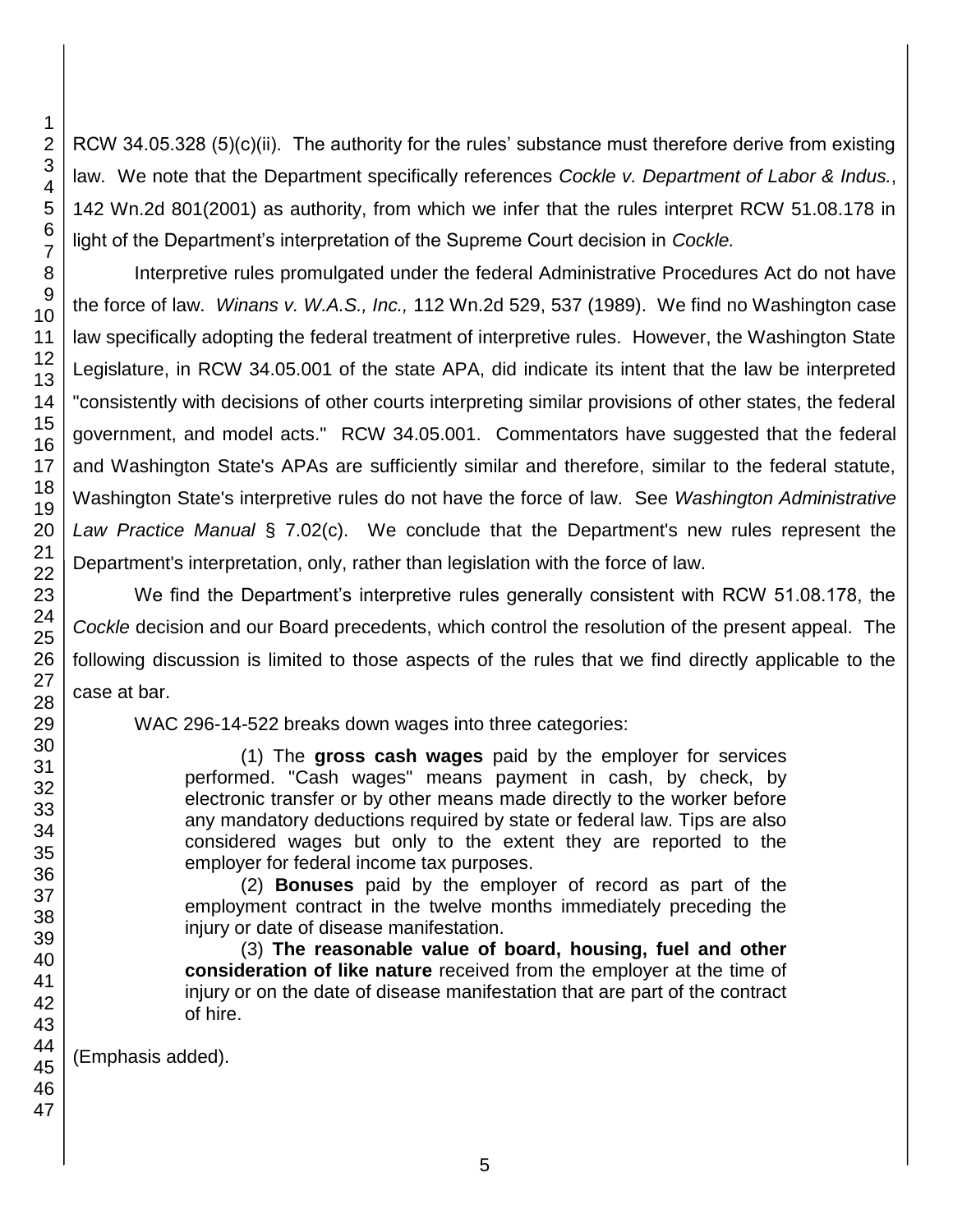RCW 34.05.328 (5)(c)(ii). The authority for the rules' substance must therefore derive from existing law. We note that the Department specifically references *Cockle v. Department of Labor & Indus.*, 142 Wn.2d 801(2001) as authority, from which we infer that the rules interpret RCW 51.08.178 in light of the Department's interpretation of the Supreme Court decision in *Cockle.*

Interpretive rules promulgated under the federal Administrative Procedures Act do not have the force of law. *Winans v. W.A.S., Inc.,* 112 Wn.2d 529, 537 (1989). We find no Washington case law specifically adopting the federal treatment of interpretive rules. However, the Washington State Legislature, in RCW 34.05.001 of the state APA, did indicate its intent that the law be interpreted "consistently with decisions of other courts interpreting similar provisions of other states, the federal government, and model acts." RCW 34.05.001. Commentators have suggested that the federal and Washington State's APAs are sufficiently similar and therefore, similar to the federal statute, Washington State's interpretive rules do not have the force of law. See *Washington Administrative Law Practice Manual* § 7.02(c). We conclude that the Department's new rules represent the Department's interpretation, only, rather than legislation with the force of law.

We find the Department's interpretive rules generally consistent with RCW 51.08.178, the *Cockle* decision and our Board precedents, which control the resolution of the present appeal. The following discussion is limited to those aspects of the rules that we find directly applicable to the case at bar.

WAC 296-14-522 breaks down wages into three categories:

> (1) The **gross cash wages** paid by the employer for services performed. "Cash wages" means payment in cash, by check, by electronic transfer or by other means made directly to the worker before any mandatory deductions required by state or federal law. Tips are also considered wages but only to the extent they are reported to the employer for federal income tax purposes.
>
> (2) **Bonuses** paid by the employer of record as part of the employment contract in the twelve months immediately preceding the injury or date of disease manifestation.
>
> (3) **The reasonable value of board, housing, fuel and other consideration of like nature** received from the employer at the time of injury or on the date of disease manifestation that are part of the contract of hire.

(Emphasis added).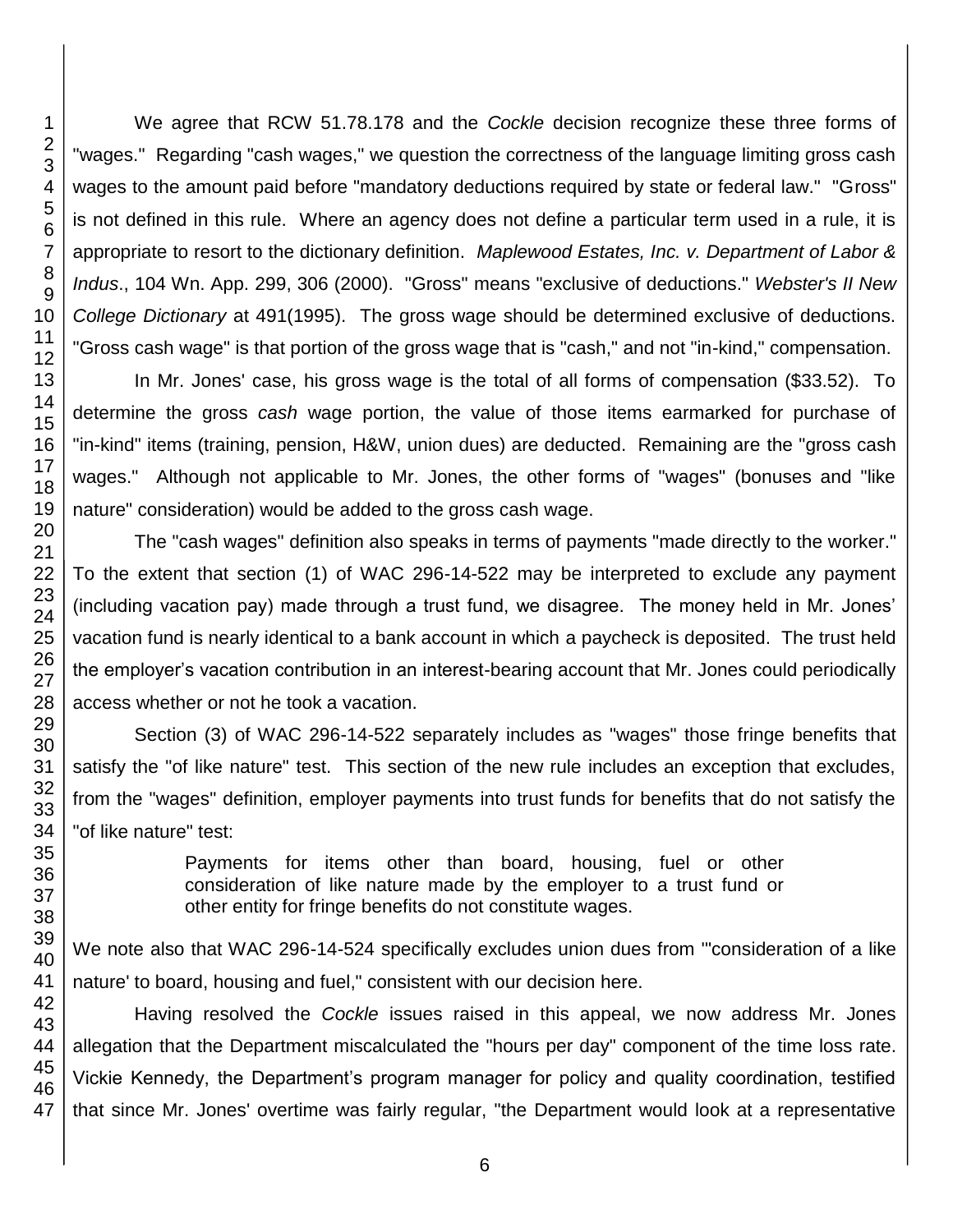We agree that RCW 51.78.178 and the *Cockle* decision recognize these three forms of "wages." Regarding "cash wages," we question the correctness of the language limiting gross cash wages to the amount paid before "mandatory deductions required by state or federal law." "Gross" is not defined in this rule. Where an agency does not define a particular term used in a rule, it is appropriate to resort to the dictionary definition. *Maplewood Estates, Inc. v. Department of Labor & Indus*., 104 Wn. App. 299, 306 (2000). "Gross" means "exclusive of deductions." *Webster's II New College Dictionary* at 491(1995). The gross wage should be determined exclusive of deductions. "Gross cash wage" is that portion of the gross wage that is "cash," and not "in-kind," compensation.

In Mr. Jones' case, his gross wage is the total of all forms of compensation ($33.52). To determine the gross *cash* wage portion, the value of those items earmarked for purchase of "in-kind" items (training, pension, H&W, union dues) are deducted. Remaining are the "gross cash wages." Although not applicable to Mr. Jones, the other forms of "wages" (bonuses and "like nature" consideration) would be added to the gross cash wage.

The "cash wages" definition also speaks in terms of payments "made directly to the worker." To the extent that section (1) of WAC 296-14-522 may be interpreted to exclude any payment (including vacation pay) made through a trust fund, we disagree. The money held in Mr. Jones' vacation fund is nearly identical to a bank account in which a paycheck is deposited. The trust held the employer's vacation contribution in an interest-bearing account that Mr. Jones could periodically access whether or not he took a vacation.

Section (3) of WAC 296-14-522 separately includes as "wages" those fringe benefits that satisfy the "of like nature" test. This section of the new rule includes an exception that excludes, from the "wages" definition, employer payments into trust funds for benefits that do not satisfy the "of like nature" test:

> Payments for items other than board, housing, fuel or other consideration of like nature made by the employer to a trust fund or other entity for fringe benefits do not constitute wages.

We note also that WAC 296-14-524 specifically excludes union dues from "'consideration of a like nature' to board, housing and fuel," consistent with our decision here.

Having resolved the *Cockle* issues raised in this appeal, we now address Mr. Jones allegation that the Department miscalculated the "hours per day" component of the time loss rate. Vickie Kennedy, the Department's program manager for policy and quality coordination, testified that since Mr. Jones' overtime was fairly regular, "the Department would look at a representative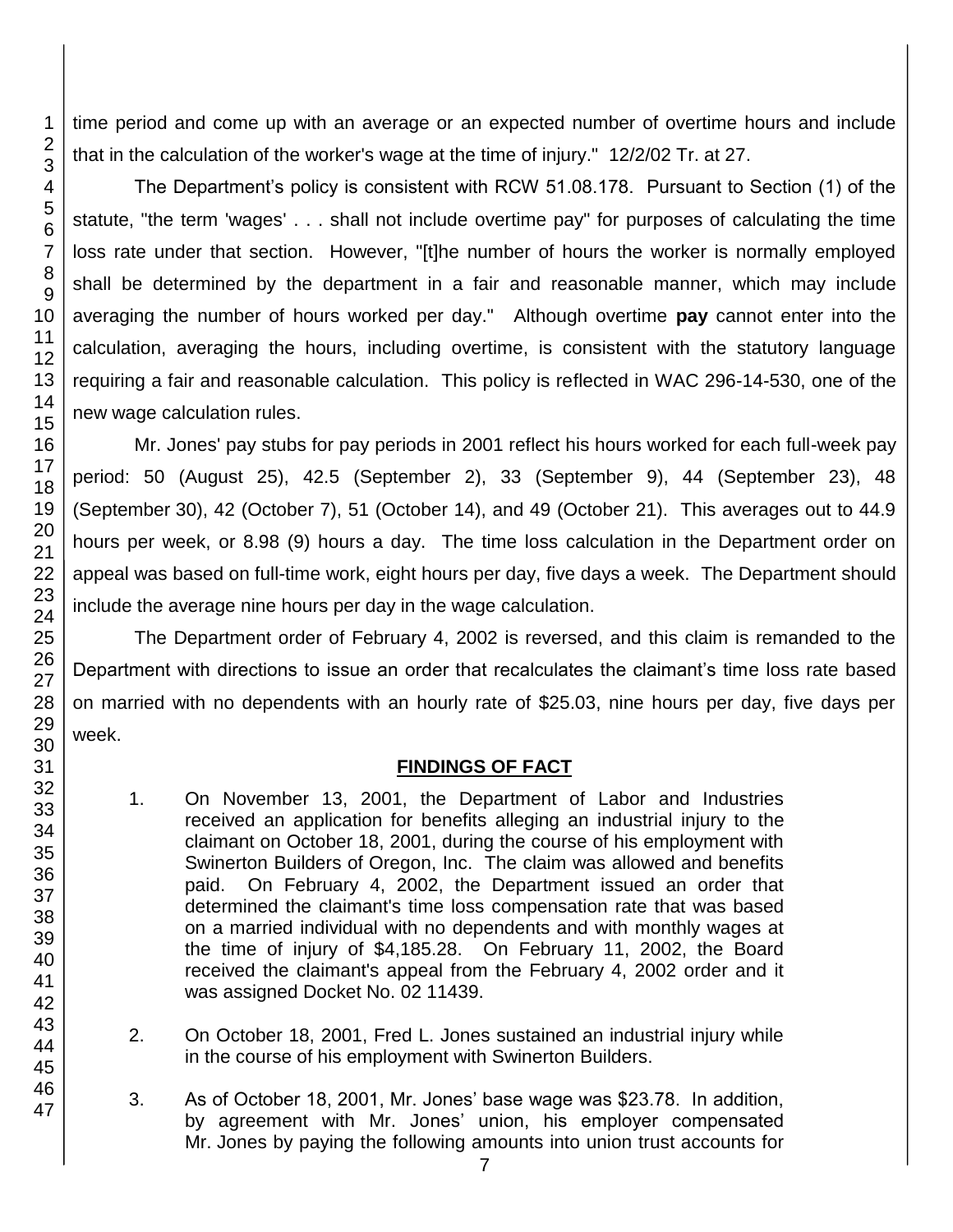time period and come up with an average or an expected number of overtime hours and include that in the calculation of the worker's wage at the time of injury." 12/2/02 Tr. at 27.

The Department's policy is consistent with RCW 51.08.178. Pursuant to Section (1) of the statute, "the term 'wages' . . . shall not include overtime pay" for purposes of calculating the time loss rate under that section. However, "[t]he number of hours the worker is normally employed shall be determined by the department in a fair and reasonable manner, which may include averaging the number of hours worked per day." Although overtime **pay** cannot enter into the calculation, averaging the hours, including overtime, is consistent with the statutory language requiring a fair and reasonable calculation. This policy is reflected in WAC 296-14-530, one of the new wage calculation rules.

Mr. Jones' pay stubs for pay periods in 2001 reflect his hours worked for each full-week pay period: 50 (August 25), 42.5 (September 2), 33 (September 9), 44 (September 23), 48 (September 30), 42 (October 7), 51 (October 14), and 49 (October 21). This averages out to 44.9 hours per week, or 8.98 (9) hours a day. The time loss calculation in the Department order on appeal was based on full-time work, eight hours per day, five days a week. The Department should include the average nine hours per day in the wage calculation.

The Department order of February 4, 2002 is reversed, and this claim is remanded to the Department with directions to issue an order that recalculates the claimant's time loss rate based on married with no dependents with an hourly rate of $25.03, nine hours per day, five days per week.

## FINDINGS OF FACT

1. On November 13, 2001, the Department of Labor and Industries received an application for benefits alleging an industrial injury to the claimant on October 18, 2001, during the course of his employment with Swinerton Builders of Oregon, Inc. The claim was allowed and benefits paid. On February 4, 2002, the Department issued an order that determined the claimant's time loss compensation rate that was based on a married individual with no dependents and with monthly wages at the time of injury of $4,185.28. On February 11, 2002, the Board received the claimant's appeal from the February 4, 2002 order and it was assigned Docket No. 02 11439.

2. On October 18, 2001, Fred L. Jones sustained an industrial injury while in the course of his employment with Swinerton Builders.

3. As of October 18, 2001, Mr. Jones' base wage was $23.78. In addition, by agreement with Mr. Jones' union, his employer compensated Mr. Jones by paying the following amounts into union trust accounts for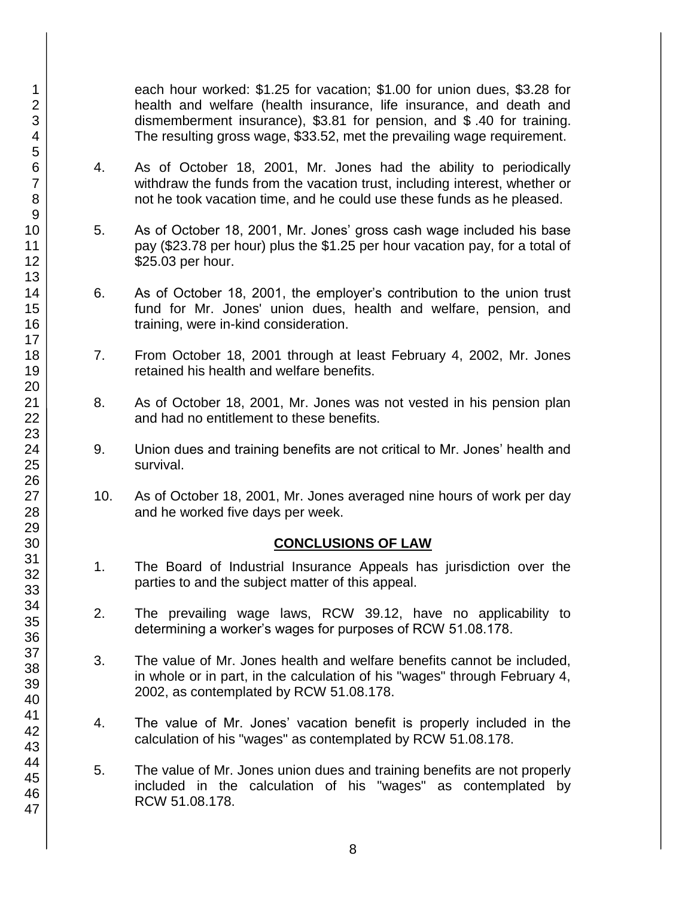each hour worked: $1.25 for vacation; $1.00 for union dues, $3.28 for health and welfare (health insurance, life insurance, and death and dismemberment insurance), $3.81 for pension, and $ .40 for training. The resulting gross wage, $33.52, met the prevailing wage requirement.

4. As of October 18, 2001, Mr. Jones had the ability to periodically withdraw the funds from the vacation trust, including interest, whether or not he took vacation time, and he could use these funds as he pleased.

5. As of October 18, 2001, Mr. Jones' gross cash wage included his base pay ($23.78 per hour) plus the $1.25 per hour vacation pay, for a total of $25.03 per hour.

6. As of October 18, 2001, the employer's contribution to the union trust fund for Mr. Jones' union dues, health and welfare, pension, and training, were in-kind consideration.

7. From October 18, 2001 through at least February 4, 2002, Mr. Jones retained his health and welfare benefits.

8. As of October 18, 2001, Mr. Jones was not vested in his pension plan and had no entitlement to these benefits.

9. Union dues and training benefits are not critical to Mr. Jones' health and survival.

10. As of October 18, 2001, Mr. Jones averaged nine hours of work per day and he worked five days per week.

## CONCLUSIONS OF LAW

1. The Board of Industrial Insurance Appeals has jurisdiction over the parties to and the subject matter of this appeal.

2. The prevailing wage laws, RCW 39.12, have no applicability to determining a worker's wages for purposes of RCW 51.08.178.

3. The value of Mr. Jones health and welfare benefits cannot be included, in whole or in part, in the calculation of his "wages" through February 4, 2002, as contemplated by RCW 51.08.178.

4. The value of Mr. Jones' vacation benefit is properly included in the calculation of his "wages" as contemplated by RCW 51.08.178.

5. The value of Mr. Jones union dues and training benefits are not properly included in the calculation of his "wages" as contemplated by RCW 51.08.178.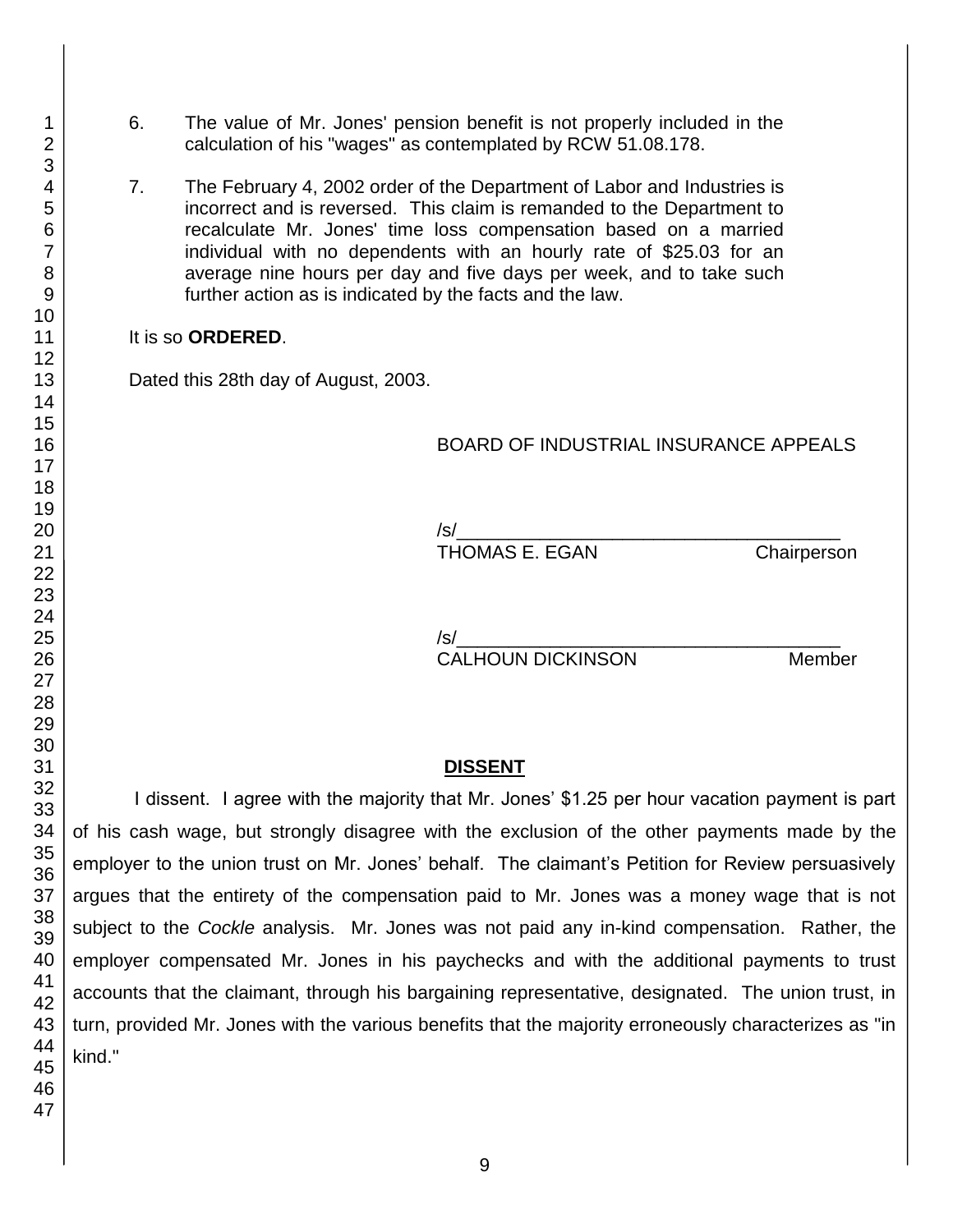6. The value of Mr. Jones' pension benefit is not properly included in the calculation of his "wages" as contemplated by RCW 51.08.178.

7. The February 4, 2002 order of the Department of Labor and Industries is incorrect and is reversed. This claim is remanded to the Department to recalculate Mr. Jones' time loss compensation based on a married individual with no dependents with an hourly rate of $25.03 for an average nine hours per day and five days per week, and to take such further action as is indicated by the facts and the law.

It is so **ORDERED**.

Dated this 28th day of August, 2003.

BOARD OF INDUSTRIAL INSURANCE APPEALS

/s/\_\_\_\_\_\_\_\_\_\_\_\_\_\_\_\_\_\_\_\_\_\_\_\_\_\_\_\_\_\_\_\_\_\_\_\_\_\_
THOMAS E. EGAN Chairperson

/s/\_\_\_\_\_\_\_\_\_\_\_\_\_\_\_\_\_\_\_\_\_\_\_\_\_\_\_\_\_\_\_\_\_\_\_\_\_\_
CALHOUN DICKINSON Member

## DISSENT

I dissent. I agree with the majority that Mr. Jones' $1.25 per hour vacation payment is part of his cash wage, but strongly disagree with the exclusion of the other payments made by the employer to the union trust on Mr. Jones' behalf. The claimant's Petition for Review persuasively argues that the entirety of the compensation paid to Mr. Jones was a money wage that is not subject to the *Cockle* analysis. Mr. Jones was not paid any in-kind compensation. Rather, the employer compensated Mr. Jones in his paychecks and with the additional payments to trust accounts that the claimant, through his bargaining representative, designated. The union trust, in turn, provided Mr. Jones with the various benefits that the majority erroneously characterizes as "in kind."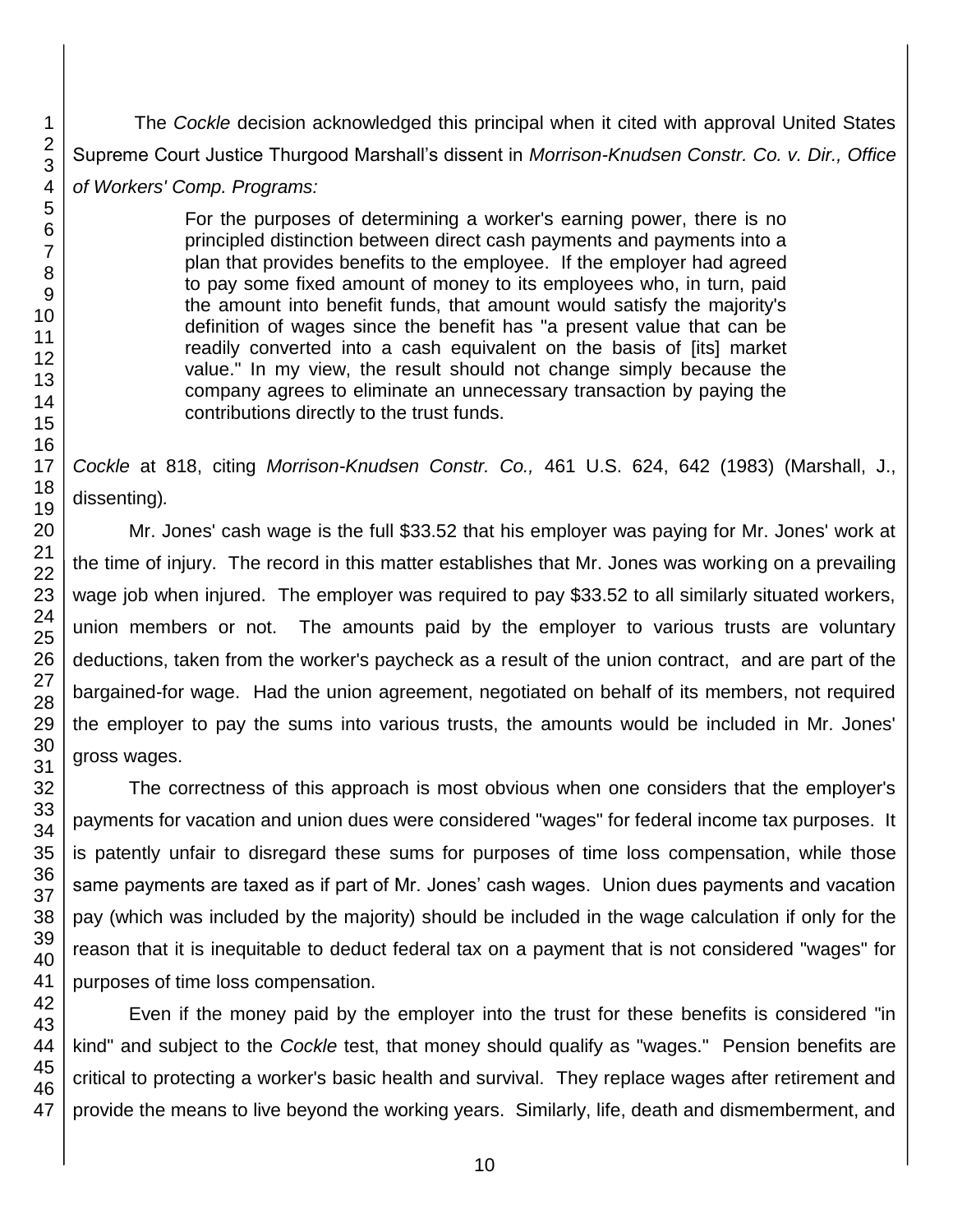The *Cockle* decision acknowledged this principal when it cited with approval United States Supreme Court Justice Thurgood Marshall's dissent in *Morrison-Knudsen Constr. Co. v. Dir., Office of Workers' Comp. Programs:*

> For the purposes of determining a worker's earning power, there is no principled distinction between direct cash payments and payments into a plan that provides benefits to the employee. If the employer had agreed to pay some fixed amount of money to its employees who, in turn, paid the amount into benefit funds, that amount would satisfy the majority's definition of wages since the benefit has "a present value that can be readily converted into a cash equivalent on the basis of [its] market value." In my view, the result should not change simply because the company agrees to eliminate an unnecessary transaction by paying the contributions directly to the trust funds.

*Cockle* at 818, citing *Morrison-Knudsen Constr. Co.,* 461 U.S. 624, 642 (1983) (Marshall, J., dissenting).

Mr. Jones' cash wage is the full $33.52 that his employer was paying for Mr. Jones' work at the time of injury. The record in this matter establishes that Mr. Jones was working on a prevailing wage job when injured. The employer was required to pay $33.52 to all similarly situated workers, union members or not. The amounts paid by the employer to various trusts are voluntary deductions, taken from the worker's paycheck as a result of the union contract, and are part of the bargained-for wage. Had the union agreement, negotiated on behalf of its members, not required the employer to pay the sums into various trusts, the amounts would be included in Mr. Jones' gross wages.

The correctness of this approach is most obvious when one considers that the employer's payments for vacation and union dues were considered "wages" for federal income tax purposes. It is patently unfair to disregard these sums for purposes of time loss compensation, while those same payments are taxed as if part of Mr. Jones' cash wages. Union dues payments and vacation pay (which was included by the majority) should be included in the wage calculation if only for the reason that it is inequitable to deduct federal tax on a payment that is not considered "wages" for purposes of time loss compensation.

Even if the money paid by the employer into the trust for these benefits is considered "in kind" and subject to the *Cockle* test, that money should qualify as "wages." Pension benefits are critical to protecting a worker's basic health and survival. They replace wages after retirement and provide the means to live beyond the working years. Similarly, life, death and dismemberment, and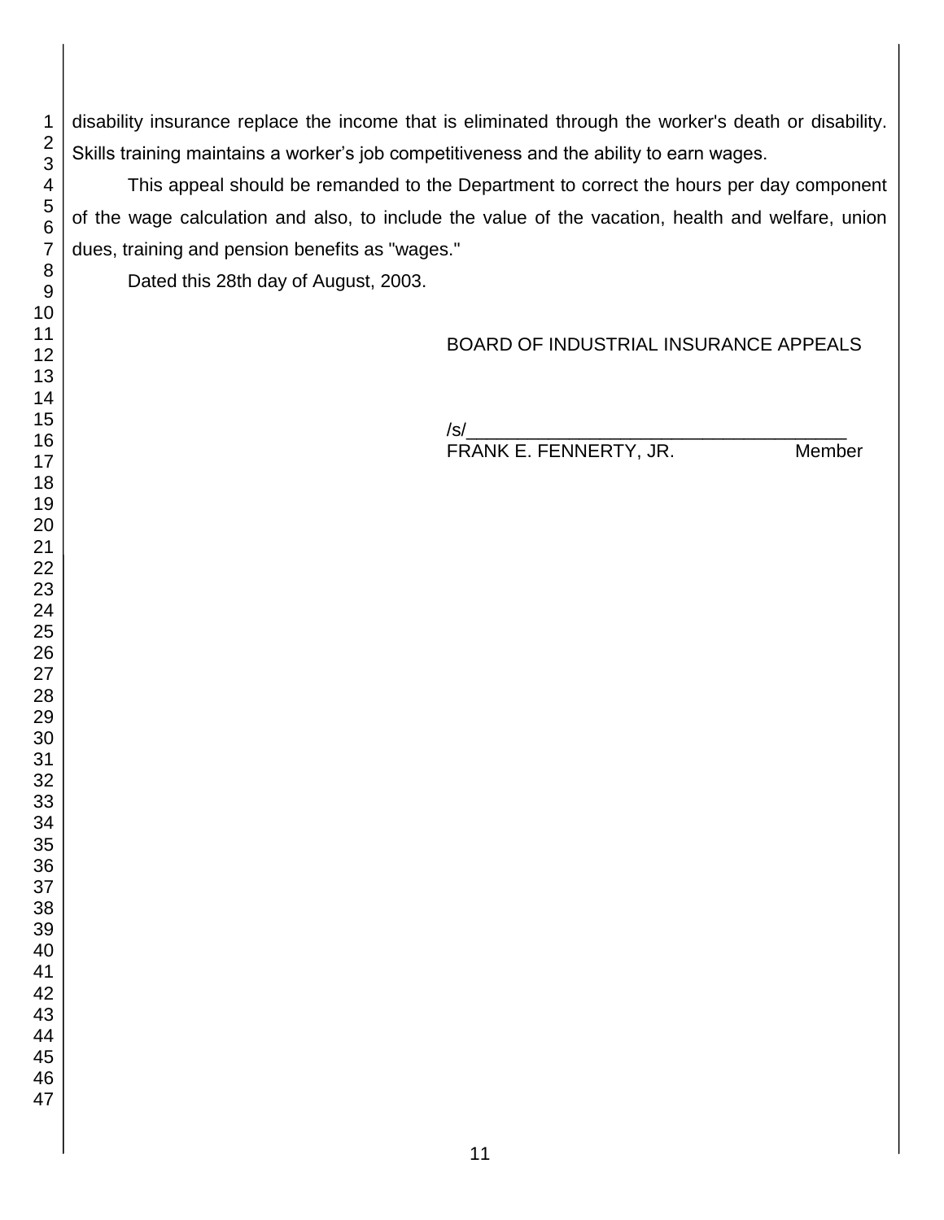disability insurance replace the income that is eliminated through the worker's death or disability. Skills training maintains a worker’s job competitiveness and the ability to earn wages.

This appeal should be remanded to the Department to correct the hours per day component of the wage calculation and also, to include the value of the vacation, health and welfare, union dues, training and pension benefits as "wages."

Dated this 28th day of August, 2003.

BOARD OF INDUSTRIAL INSURANCE APPEALS

/s/_____________________________________
FRANK E. FENNERTY, JR. Member